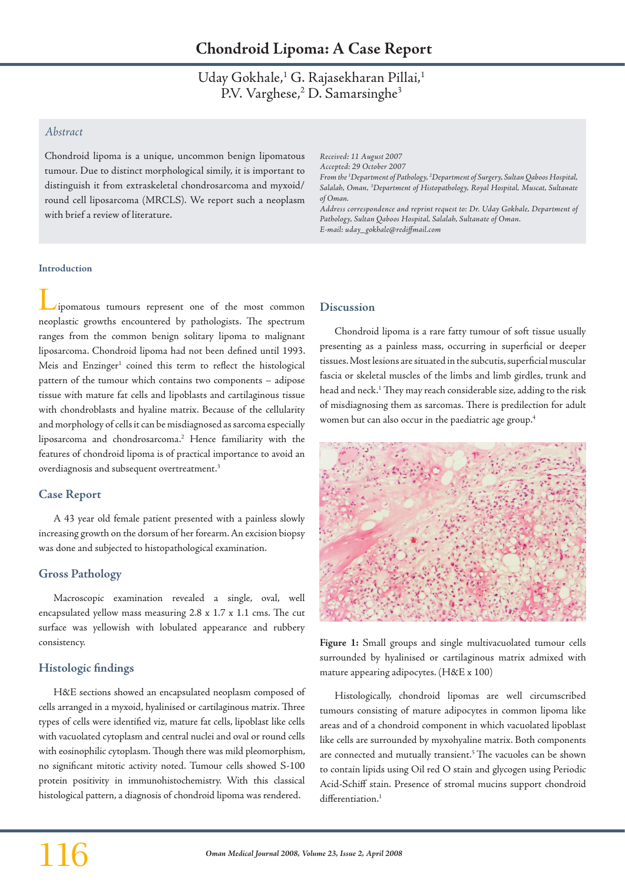# Chondroid Lipoma: A Case Report

Uday Gokhale,[1] G. Rajasekharan Pillai,[1] P.V. Varghese,[2] D. Samarsinghe[3]

## Abstract

Chondroid lipoma is a unique, uncommon benign lipomatous tumour. Due to distinct morphological simily, it is important to distinguish it from extraskeletal chondrosarcoma and myxoid/round cell liposarcoma (MRCLS). We report such a neoplasm with brief a review of literature.

*Received: 11 August 2007*
*Accepted: 29 October 2007*
*From the [1]Department of Pathology, [2]Department of Surgery, Sultan Qaboos Hospital, Salalah, Oman, [3]Department of Histopathology, Royal Hospital, Muscat, Sultanate of Oman.*
*Address correspondence and reprint request to: Dr. Uday Gokhale, Department of Pathology, Sultan Qaboos Hospital, Salalah, Sultanate of Oman.*
*E-mail: uday_gokhale@rediffmail.com*

## Introduction

Lipomatous tumours represent one of the most common neoplastic growths encountered by pathologists. The spectrum ranges from the common benign solitary lipoma to malignant liposarcoma. Chondroid lipoma had not been defined until 1993. Meis and Enzinger[1] coined this term to reflect the histological pattern of the tumour which contains two components – adipose tissue with mature fat cells and lipoblasts and cartilaginous tissue with chondroblasts and hyaline matrix. Because of the cellularity and morphology of cells it can be misdiagnosed as sarcoma especially liposarcoma and chondrosarcoma.[2] Hence familiarity with the features of chondroid lipoma is of practical importance to avoid an overdiagnosis and subsequent overtreatment.[3]

## Case Report

A 43 year old female patient presented with a painless slowly increasing growth on the dorsum of her forearm. An excision biopsy was done and subjected to histopathological examination.

## Gross Pathology

Macroscopic examination revealed a single, oval, well encapsulated yellow mass measuring 2.8 x 1.7 x 1.1 cms. The cut surface was yellowish with lobulated appearance and rubbery consistency.

## Histologic findings

H&E sections showed an encapsulated neoplasm composed of cells arranged in a myxoid, hyalinised or cartilaginous matrix. Three types of cells were identified viz, mature fat cells, lipoblast like cells with vacuolated cytoplasm and central nuclei and oval or round cells with eosinophilic cytoplasm. Though there was mild pleomorphism, no significant mitotic activity noted. Tumour cells showed S-100 protein positivity in immunohistochemistry. With this classical histological pattern, a diagnosis of chondroid lipoma was rendered.

## Discussion

Chondroid lipoma is a rare fatty tumour of soft tissue usually presenting as a painless mass, occurring in superficial or deeper tissues. Most lesions are situated in the subcutis, superficial muscular fascia or skeletal muscles of the limbs and limb girdles, trunk and head and neck.[1] They may reach considerable size, adding to the risk of misdiagnosing them as sarcomas. There is predilection for adult women but can also occur in the paediatric age group.[4]

**Figure 1:** Small groups and single multivacuolated tumour cells surrounded by hyalinised or cartilaginous matrix admixed with mature appearing adipocytes. (H&E x 100)

Histologically, chondroid lipomas are well circumscribed tumours consisting of mature adipocytes in common lipoma like areas and of a chondroid component in which vacuolated lipoblast like cells are surrounded by myxohyaline matrix. Both components are connected and mutually transient.[5] The vacuoles can be shown to contain lipids using Oil red O stain and glycogen using Periodic Acid-Schiff stain. Presence of stromal mucins support chondroid differentiation.[1]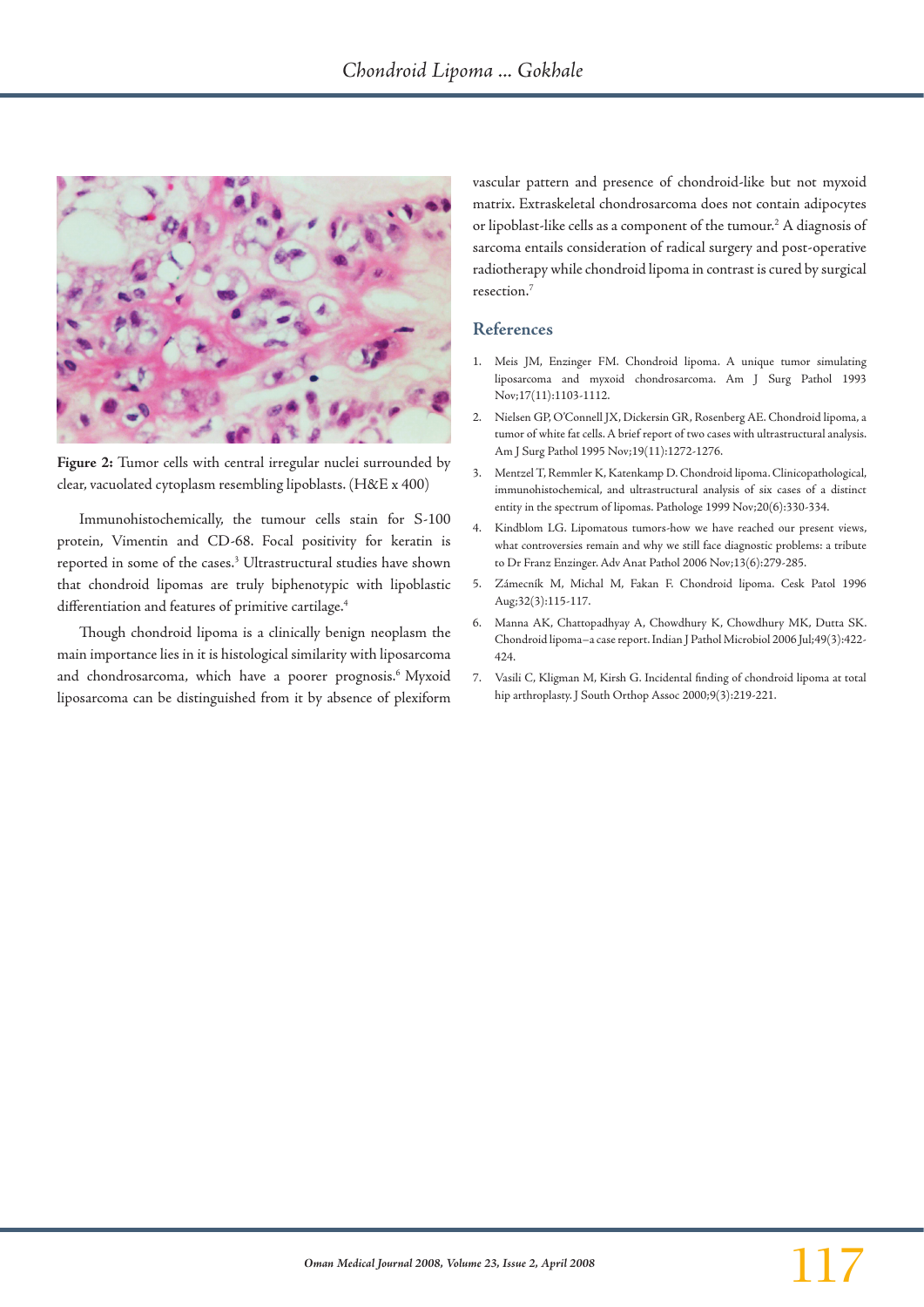**Figure 2:** Tumor cells with central irregular nuclei surrounded by clear, vacuolated cytoplasm resembling lipoblasts. (H&E x 400)

Immunohistochemically, the tumour cells stain for S-100 protein, Vimentin and CD-68. Focal positivity for keratin is reported in some of the cases.[3] Ultrastructural studies have shown that chondroid lipomas are truly biphenotypic with lipoblastic differentiation and features of primitive cartilage.[4]

Though chondroid lipoma is a clinically benign neoplasm the main importance lies in it is histological similarity with liposarcoma and chondrosarcoma, which have a poorer prognosis.[6] Myxoid liposarcoma can be distinguished from it by absence of plexiform vascular pattern and presence of chondroid-like but not myxoid matrix. Extraskeletal chondrosarcoma does not contain adipocytes or lipoblast-like cells as a component of the tumour.[2] A diagnosis of sarcoma entails consideration of radical surgery and post-operative radiotherapy while chondroid lipoma in contrast is cured by surgical resection.[7]

## References

1. Meis JM, Enzinger FM. Chondroid lipoma. A unique tumor simulating liposarcoma and myxoid chondrosarcoma. Am J Surg Pathol 1993 Nov;17(11):1103-1112.
2. Nielsen GP, O'Connell JX, Dickersin GR, Rosenberg AE. Chondroid lipoma, a tumor of white fat cells. A brief report of two cases with ultrastructural analysis. Am J Surg Pathol 1995 Nov;19(11):1272-1276.
3. Mentzel T, Remmler K, Katenkamp D. Chondroid lipoma. Clinicopathological, immunohistochemical, and ultrastructural analysis of six cases of a distinct entity in the spectrum of lipomas. Pathologe 1999 Nov;20(6):330-334.
4. Kindblom LG. Lipomatous tumors-how we have reached our present views, what controversies remain and why we still face diagnostic problems: a tribute to Dr Franz Enzinger. Adv Anat Pathol 2006 Nov;13(6):279-285.
5. Zámecník M, Michal M, Fakan F. Chondroid lipoma. Cesk Patol 1996 Aug;32(3):115-117.
6. Manna AK, Chattopadhyay A, Chowdhury K, Chowdhury MK, Dutta SK. Chondroid lipoma–a case report. Indian J Pathol Microbiol 2006 Jul;49(3):422-424.
7. Vasili C, Kligman M, Kirsh G. Incidental finding of chondroid lipoma at total hip arthroplasty. J South Orthop Assoc 2000;9(3):219-221.